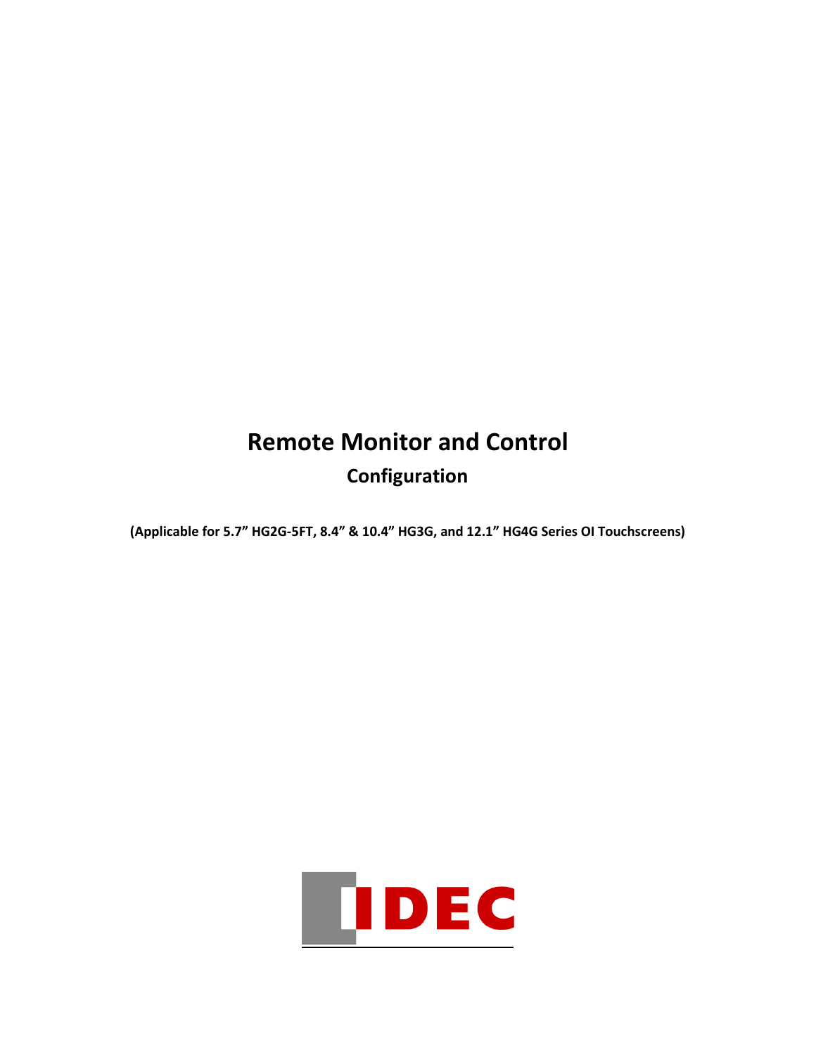# Remote Monitor and Control

## Configuration

**(Applicable for 5.7” HG2G-5FT, 8.4” & 10.4” HG3G, and 12.1” HG4G Series OI Touchscreens)**

IDEC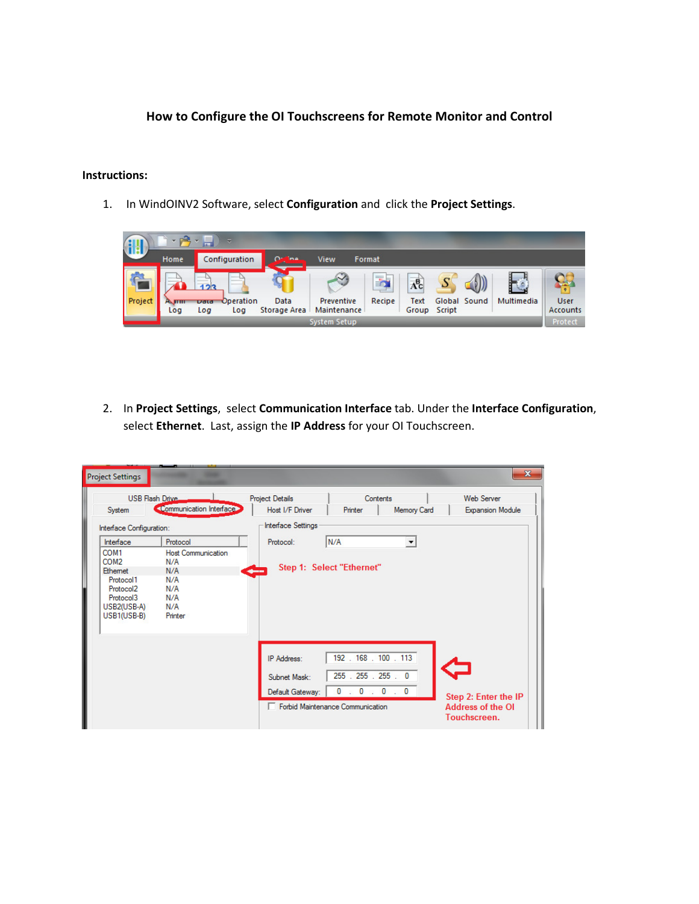# How to Configure the OI Touchscreens for Remote Monitor and Control

**Instructions:**

1. In WindOINV2 Software, select **Configuration** and click the **Project Settings**.

2. In **Project Settings**, select **Communication Interface** tab. Under the **Interface Configuration**, select **Ethernet**. Last, assign the **IP Address** for your OI Touchscreen.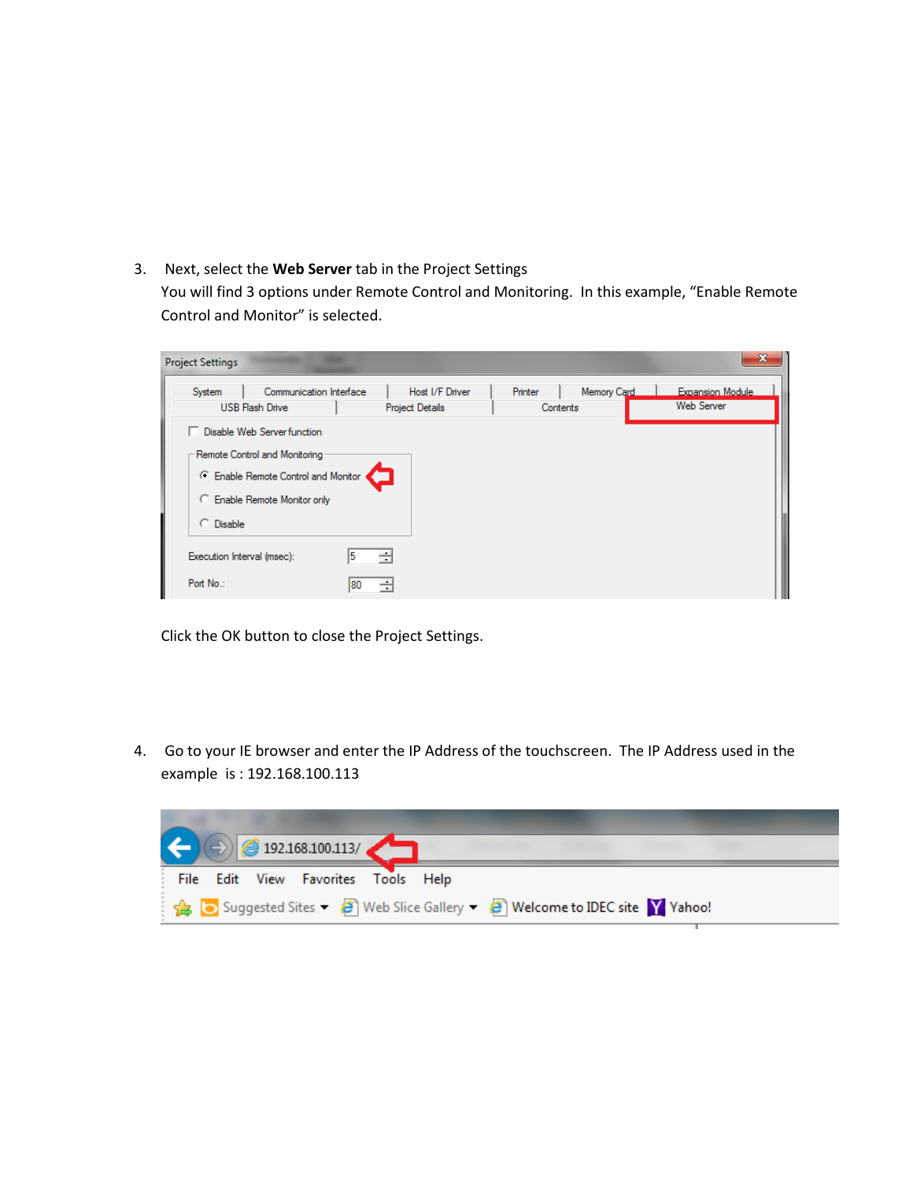3. Next, select the **Web Server** tab in the Project Settings
   You will find 3 options under Remote Control and Monitoring. In this example, “Enable Remote Control and Monitor” is selected.

   Click the OK button to close the Project Settings.

4. Go to your IE browser and enter the IP Address of the touchscreen. The IP Address used in the example is : 192.168.100.113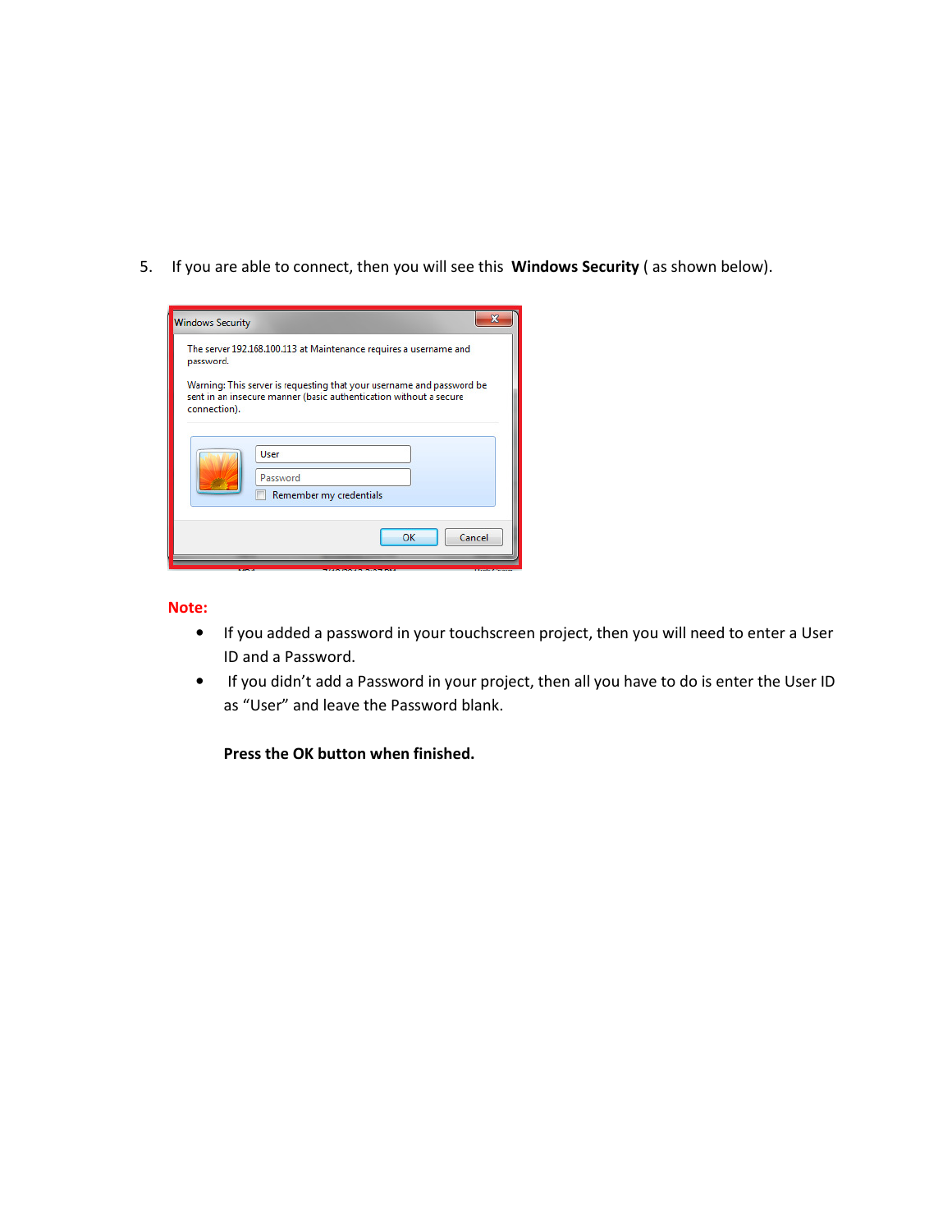5. If you are able to connect, then you will see this **Windows Security** ( as shown below).

**Note:**

- If you added a password in your touchscreen project, then you will need to enter a User ID and a Password.
- If you didn't add a Password in your project, then all you have to do is enter the User ID as "User" and leave the Password blank.

**Press the OK button when finished.**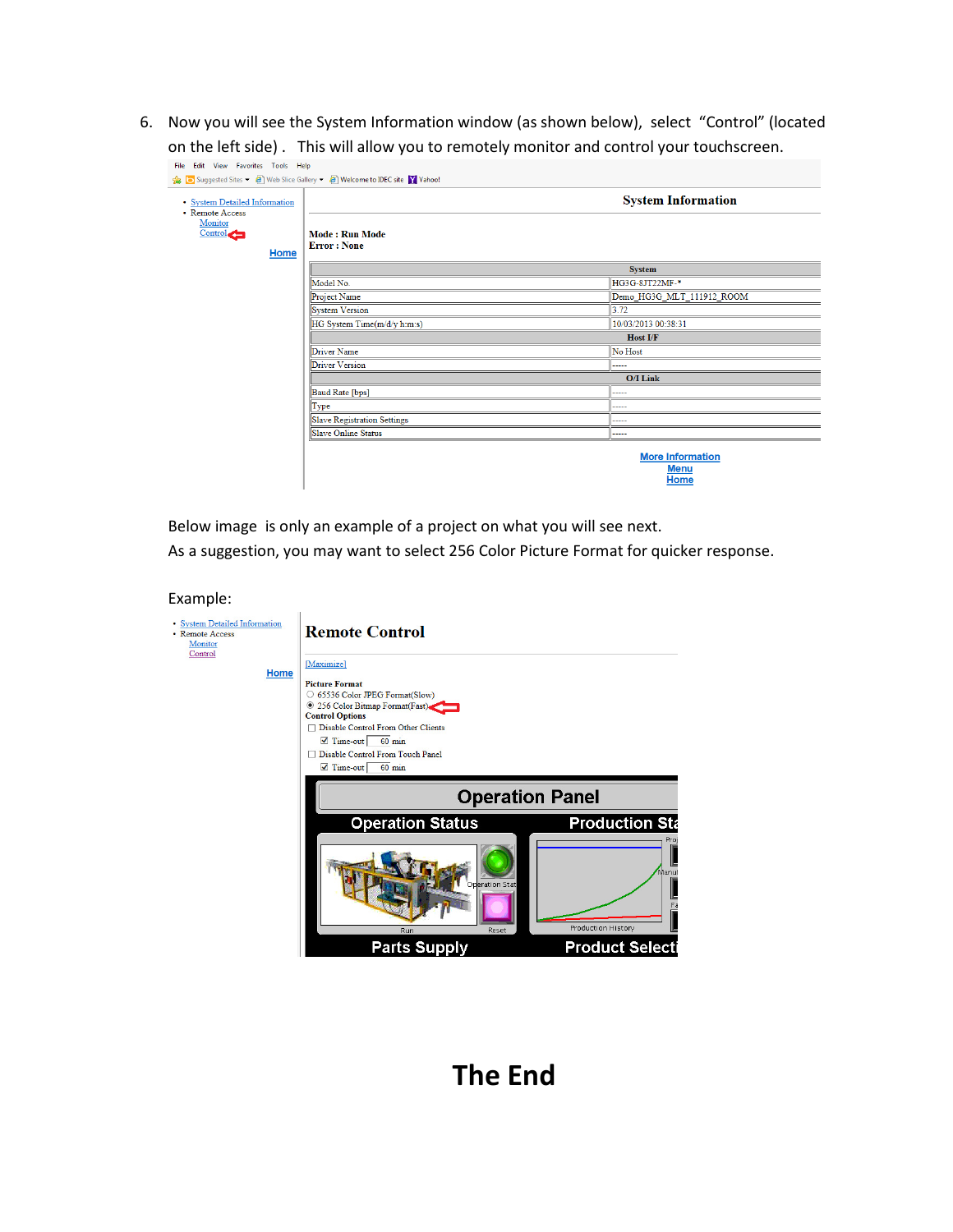6. Now you will see the System Information window (as shown below), select "Control" (located on the left side). This will allow you to remotely monitor and control your touchscreen.

Below image is only an example of a project on what you will see next.
As a suggestion, you may want to select 256 Color Picture Format for quicker response.

Example:

# The End